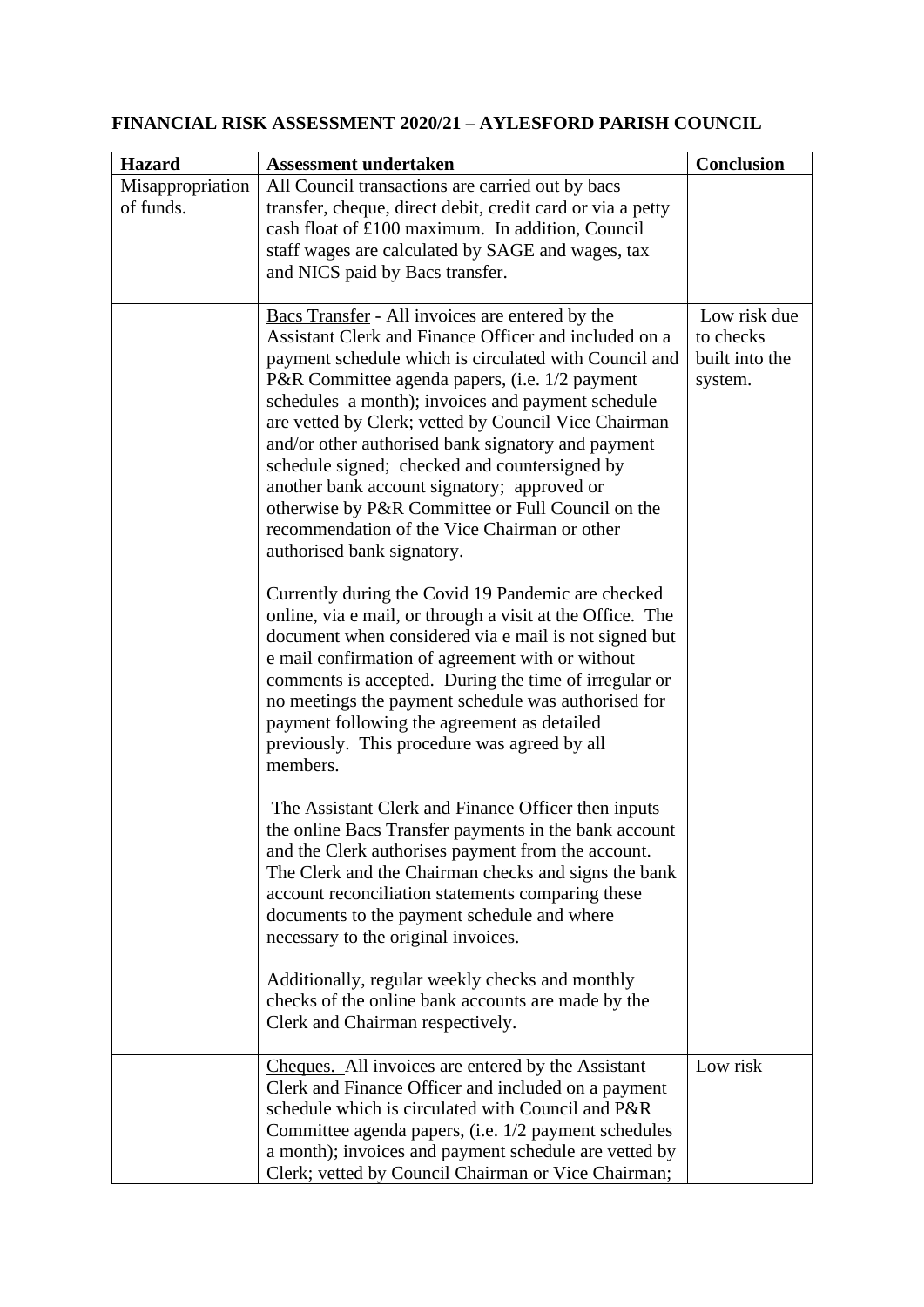**FINANCIAL RISK ASSESSMENT 2020/21 – AYLESFORD PARISH COUNCIL**

| Hazard | Assessment undertaken | Conclusion |
|---|---|---|
| Misappropriation of funds. | All Council transactions are carried out by bacs transfer, cheque, direct debit, credit card or via a petty cash float of £100 maximum. In addition, Council staff wages are calculated by SAGE and wages, tax and NICS paid by Bacs transfer. | |
| | Bacs Transfer - All invoices are entered by the Assistant Clerk and Finance Officer and included on a payment schedule which is circulated with Council and P&R Committee agenda papers, (i.e. 1/2 payment schedules a month); invoices and payment schedule are vetted by Clerk; vetted by Council Vice Chairman and/or other authorised bank signatory and payment schedule signed; checked and countersigned by another bank account signatory; approved or otherwise by P&R Committee or Full Council on the recommendation of the Vice Chairman or other authorised bank signatory.<br><br>Currently during the Covid 19 Pandemic are checked online, via e mail, or through a visit at the Office. The document when considered via e mail is not signed but e mail confirmation of agreement with or without comments is accepted. During the time of irregular or no meetings the payment schedule was authorised for payment following the agreement as detailed previously. This procedure was agreed by all members.<br><br>The Assistant Clerk and Finance Officer then inputs the online Bacs Transfer payments in the bank account and the Clerk authorises payment from the account. The Clerk and the Chairman checks and signs the bank account reconciliation statements comparing these documents to the payment schedule and where necessary to the original invoices.<br><br>Additionally, regular weekly checks and monthly checks of the online bank accounts are made by the Clerk and Chairman respectively. | Low risk due to checks built into the system. |
| | Cheques. All invoices are entered by the Assistant Clerk and Finance Officer and included on a payment schedule which is circulated with Council and P&R Committee agenda papers, (i.e. 1/2 payment schedules a month); invoices and payment schedule are vetted by Clerk; vetted by Council Chairman or Vice Chairman; | Low risk |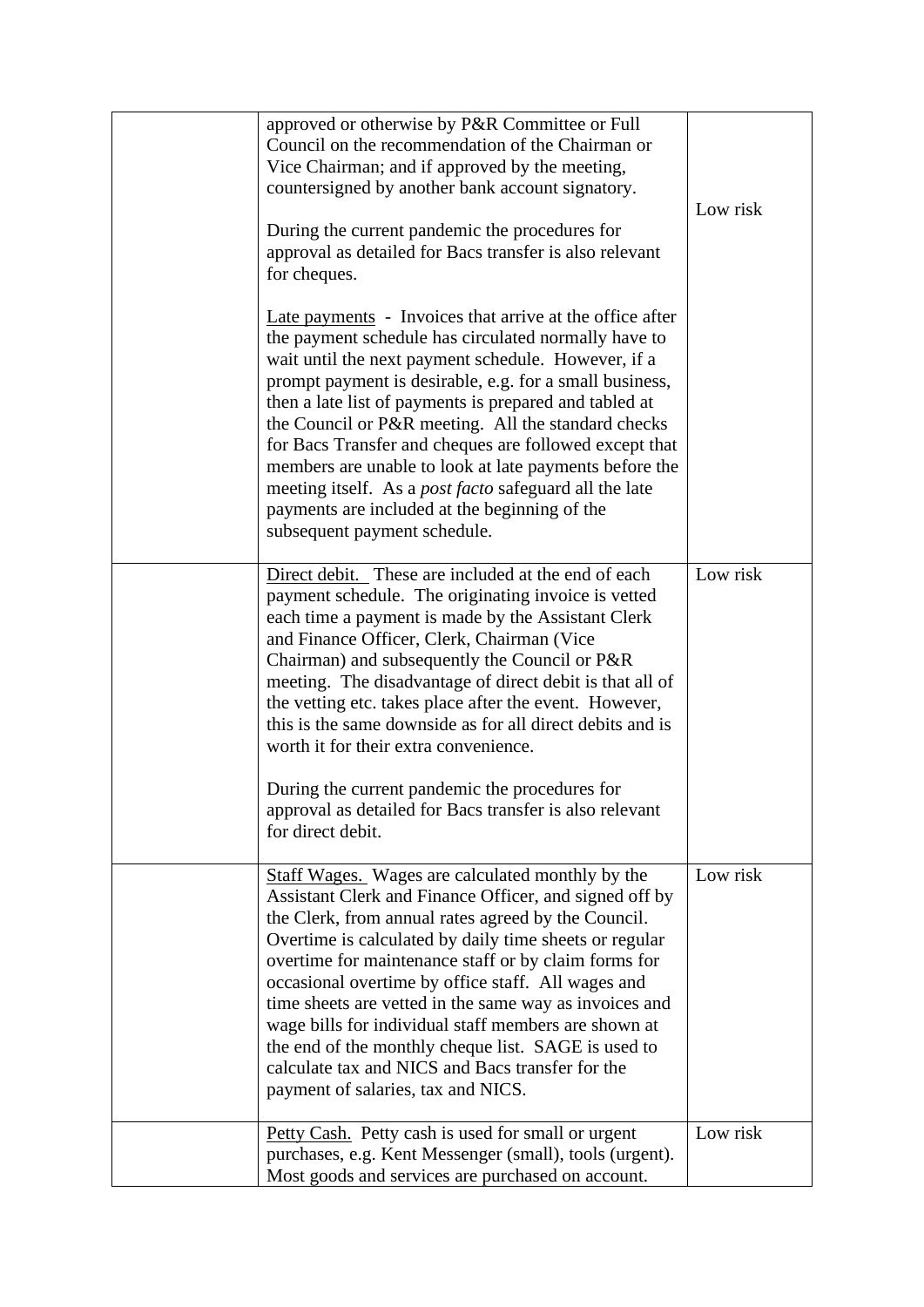|  |  |  |
|---|---|---|
|  | approved or otherwise by P&R Committee or Full Council on the recommendation of the Chairman or Vice Chairman; and if approved by the meeting, countersigned by another bank account signatory.<br><br>During the current pandemic the procedures for approval as detailed for Bacs transfer is also relevant for cheques.<br><br><u>Late payments</u> - Invoices that arrive at the office after the payment schedule has circulated normally have to wait until the next payment schedule. However, if a prompt payment is desirable, e.g. for a small business, then a late list of payments is prepared and tabled at the Council or P&R meeting. All the standard checks for Bacs Transfer and cheques are followed except that members are unable to look at late payments before the meeting itself. As a *post facto* safeguard all the late payments are included at the beginning of the subsequent payment schedule. | Low risk |
|  | <u>Direct debit.</u> These are included at the end of each payment schedule. The originating invoice is vetted each time a payment is made by the Assistant Clerk and Finance Officer, Clerk, Chairman (Vice Chairman) and subsequently the Council or P&R meeting. The disadvantage of direct debit is that all of the vetting etc. takes place after the event. However, this is the same downside as for all direct debits and is worth it for their extra convenience.<br><br>During the current pandemic the procedures for approval as detailed for Bacs transfer is also relevant for direct debit. | Low risk |
|  | <u>Staff Wages.</u> Wages are calculated monthly by the Assistant Clerk and Finance Officer, and signed off by the Clerk, from annual rates agreed by the Council. Overtime is calculated by daily time sheets or regular overtime for maintenance staff or by claim forms for occasional overtime by office staff. All wages and time sheets are vetted in the same way as invoices and wage bills for individual staff members are shown at the end of the monthly cheque list. SAGE is used to calculate tax and NICS and Bacs transfer for the payment of salaries, tax and NICS. | Low risk |
|  | <u>Petty Cash.</u> Petty cash is used for small or urgent purchases, e.g. Kent Messenger (small), tools (urgent). Most goods and services are purchased on account. | Low risk |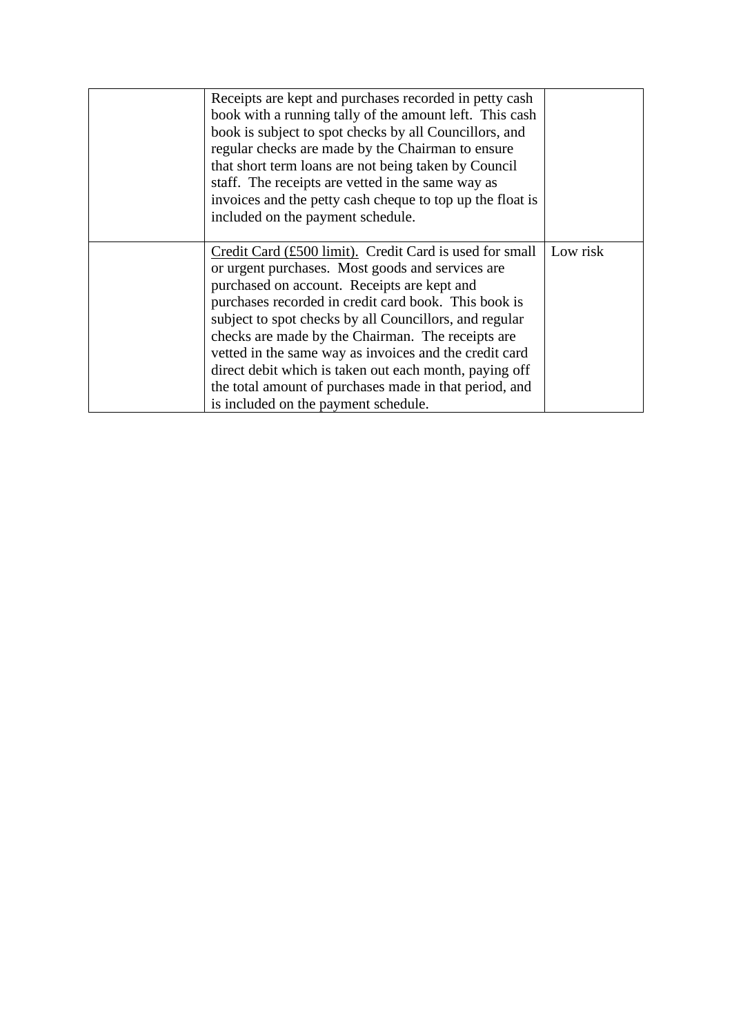| | | |
|---|---|---|
| | Receipts are kept and purchases recorded in petty cash book with a running tally of the amount left. This cash book is subject to spot checks by all Councillors, and regular checks are made by the Chairman to ensure that short term loans are not being taken by Council staff. The receipts are vetted in the same way as invoices and the petty cash cheque to top up the float is included on the payment schedule. | |
| | <u>Credit Card (£500 limit).</u> Credit Card is used for small or urgent purchases. Most goods and services are purchased on account. Receipts are kept and purchases recorded in credit card book. This book is subject to spot checks by all Councillors, and regular checks are made by the Chairman. The receipts are vetted in the same way as invoices and the credit card direct debit which is taken out each month, paying off the total amount of purchases made in that period, and is included on the payment schedule. | Low risk |